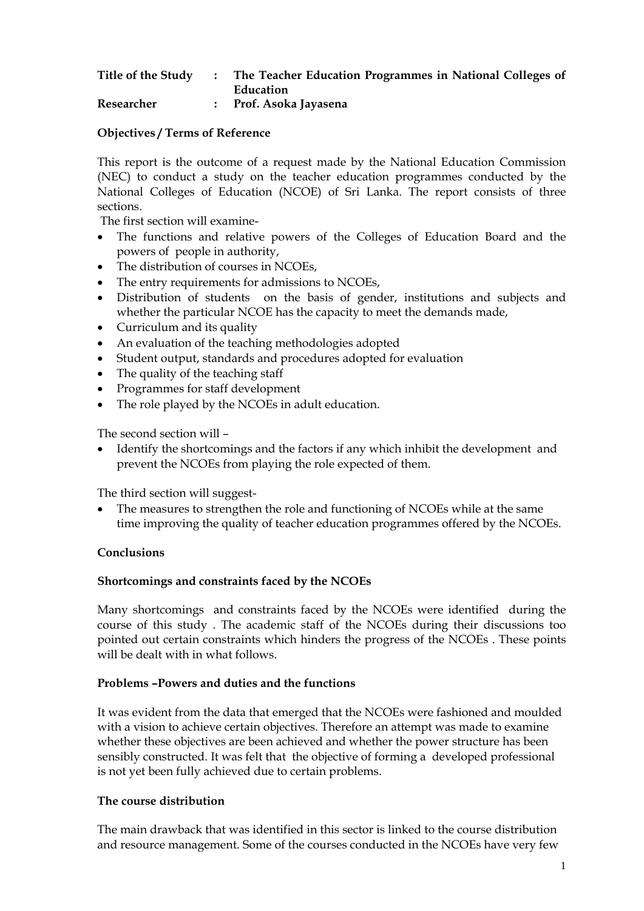**Title of the Study : The Teacher Education Programmes in National Colleges of Education**
**Researcher : Prof. Asoka Jayasena**

**Objectives / Terms of Reference**

This report is the outcome of a request made by the National Education Commission (NEC) to conduct a study on the teacher education programmes conducted by the National Colleges of Education (NCOE) of Sri Lanka. The report consists of three sections.

The first section will examine-

- The functions and relative powers of the Colleges of Education Board and the powers of people in authority,
- The distribution of courses in NCOEs,
- The entry requirements for admissions to NCOEs,
- Distribution of students on the basis of gender, institutions and subjects and whether the particular NCOE has the capacity to meet the demands made,
- Curriculum and its quality
- An evaluation of the teaching methodologies adopted
- Student output, standards and procedures adopted for evaluation
- The quality of the teaching staff
- Programmes for staff development
- The role played by the NCOEs in adult education.

The second section will –

- Identify the shortcomings and the factors if any which inhibit the development and prevent the NCOEs from playing the role expected of them.

The third section will suggest-

- The measures to strengthen the role and functioning of NCOEs while at the same time improving the quality of teacher education programmes offered by the NCOEs.

**Conclusions**

**Shortcomings and constraints faced by the NCOEs**

Many shortcomings and constraints faced by the NCOEs were identified during the course of this study . The academic staff of the NCOEs during their discussions too pointed out certain constraints which hinders the progress of the NCOEs . These points will be dealt with in what follows.

**Problems –Powers and duties and the functions**

It was evident from the data that emerged that the NCOEs were fashioned and moulded with a vision to achieve certain objectives. Therefore an attempt was made to examine whether these objectives are been achieved and whether the power structure has been sensibly constructed. It was felt that the objective of forming a developed professional is not yet been fully achieved due to certain problems.

**The course distribution**

The main drawback that was identified in this sector is linked to the course distribution and resource management. Some of the courses conducted in the NCOEs have very few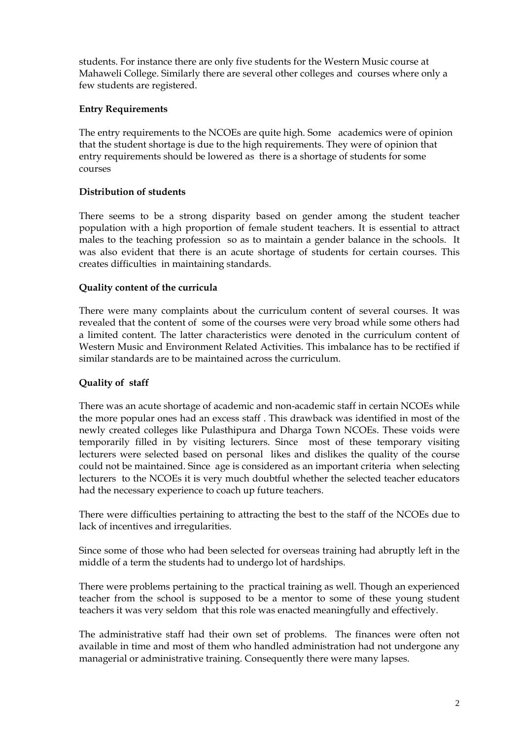students. For instance there are only five students for the Western Music course at Mahaweli College. Similarly there are several other colleges and courses where only a few students are registered.

**Entry Requirements**

The entry requirements to the NCOEs are quite high. Some academics were of opinion that the student shortage is due to the high requirements. They were of opinion that entry requirements should be lowered as there is a shortage of students for some courses

**Distribution of students**

There seems to be a strong disparity based on gender among the student teacher population with a high proportion of female student teachers. It is essential to attract males to the teaching profession so as to maintain a gender balance in the schools. It was also evident that there is an acute shortage of students for certain courses. This creates difficulties in maintaining standards.

**Quality content of the curricula**

There were many complaints about the curriculum content of several courses. It was revealed that the content of some of the courses were very broad while some others had a limited content. The latter characteristics were denoted in the curriculum content of Western Music and Environment Related Activities. This imbalance has to be rectified if similar standards are to be maintained across the curriculum.

**Quality of staff**

There was an acute shortage of academic and non-academic staff in certain NCOEs while the more popular ones had an excess staff . This drawback was identified in most of the newly created colleges like Pulasthipura and Dharga Town NCOEs. These voids were temporarily filled in by visiting lecturers. Since most of these temporary visiting lecturers were selected based on personal likes and dislikes the quality of the course could not be maintained. Since age is considered as an important criteria when selecting lecturers to the NCOEs it is very much doubtful whether the selected teacher educators had the necessary experience to coach up future teachers.

There were difficulties pertaining to attracting the best to the staff of the NCOEs due to lack of incentives and irregularities.

Since some of those who had been selected for overseas training had abruptly left in the middle of a term the students had to undergo lot of hardships.

There were problems pertaining to the practical training as well. Though an experienced teacher from the school is supposed to be a mentor to some of these young student teachers it was very seldom that this role was enacted meaningfully and effectively.

The administrative staff had their own set of problems. The finances were often not available in time and most of them who handled administration had not undergone any managerial or administrative training. Consequently there were many lapses.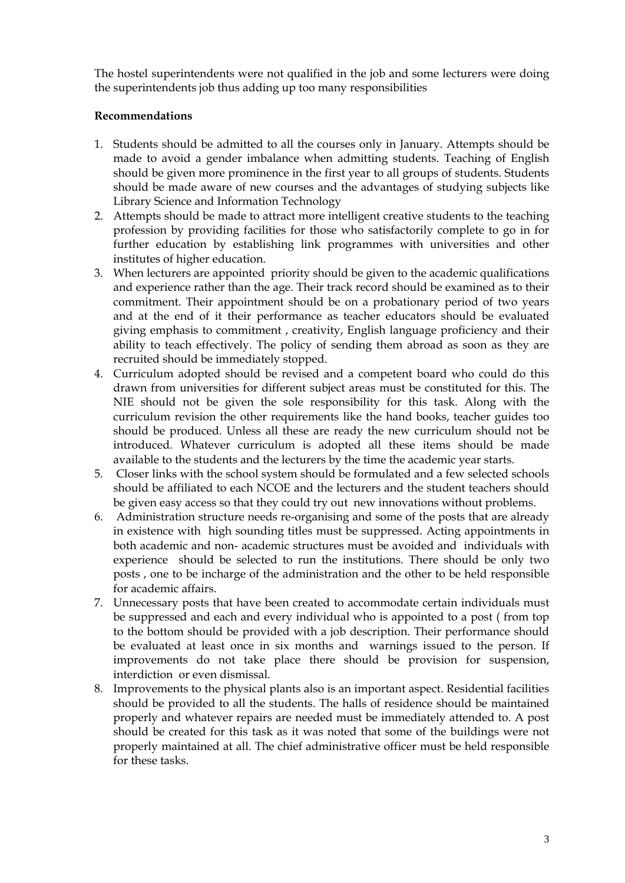The hostel superintendents were not qualified in the job and some lecturers were doing the superintendents job thus adding up too many responsibilities

**Recommendations**

1. Students should be admitted to all the courses only in January. Attempts should be made to avoid a gender imbalance when admitting students. Teaching of English should be given more prominence in the first year to all groups of students. Students should be made aware of new courses and the advantages of studying subjects like Library Science and Information Technology
2. Attempts should be made to attract more intelligent creative students to the teaching profession by providing facilities for those who satisfactorily complete to go in for further education by establishing link programmes with universities and other institutes of higher education.
3. When lecturers are appointed priority should be given to the academic qualifications and experience rather than the age. Their track record should be examined as to their commitment. Their appointment should be on a probationary period of two years and at the end of it their performance as teacher educators should be evaluated giving emphasis to commitment , creativity, English language proficiency and their ability to teach effectively. The policy of sending them abroad as soon as they are recruited should be immediately stopped.
4. Curriculum adopted should be revised and a competent board who could do this drawn from universities for different subject areas must be constituted for this. The NIE should not be given the sole responsibility for this task. Along with the curriculum revision the other requirements like the hand books, teacher guides too should be produced. Unless all these are ready the new curriculum should not be introduced. Whatever curriculum is adopted all these items should be made available to the students and the lecturers by the time the academic year starts.
5. Closer links with the school system should be formulated and a few selected schools should be affiliated to each NCOE and the lecturers and the student teachers should be given easy access so that they could try out new innovations without problems.
6. Administration structure needs re-organising and some of the posts that are already in existence with high sounding titles must be suppressed. Acting appointments in both academic and non- academic structures must be avoided and individuals with experience should be selected to run the institutions. There should be only two posts , one to be incharge of the administration and the other to be held responsible for academic affairs.
7. Unnecessary posts that have been created to accommodate certain individuals must be suppressed and each and every individual who is appointed to a post ( from top to the bottom should be provided with a job description. Their performance should be evaluated at least once in six months and warnings issued to the person. If improvements do not take place there should be provision for suspension, interdiction or even dismissal.
8. Improvements to the physical plants also is an important aspect. Residential facilities should be provided to all the students. The halls of residence should be maintained properly and whatever repairs are needed must be immediately attended to. A post should be created for this task as it was noted that some of the buildings were not properly maintained at all. The chief administrative officer must be held responsible for these tasks.